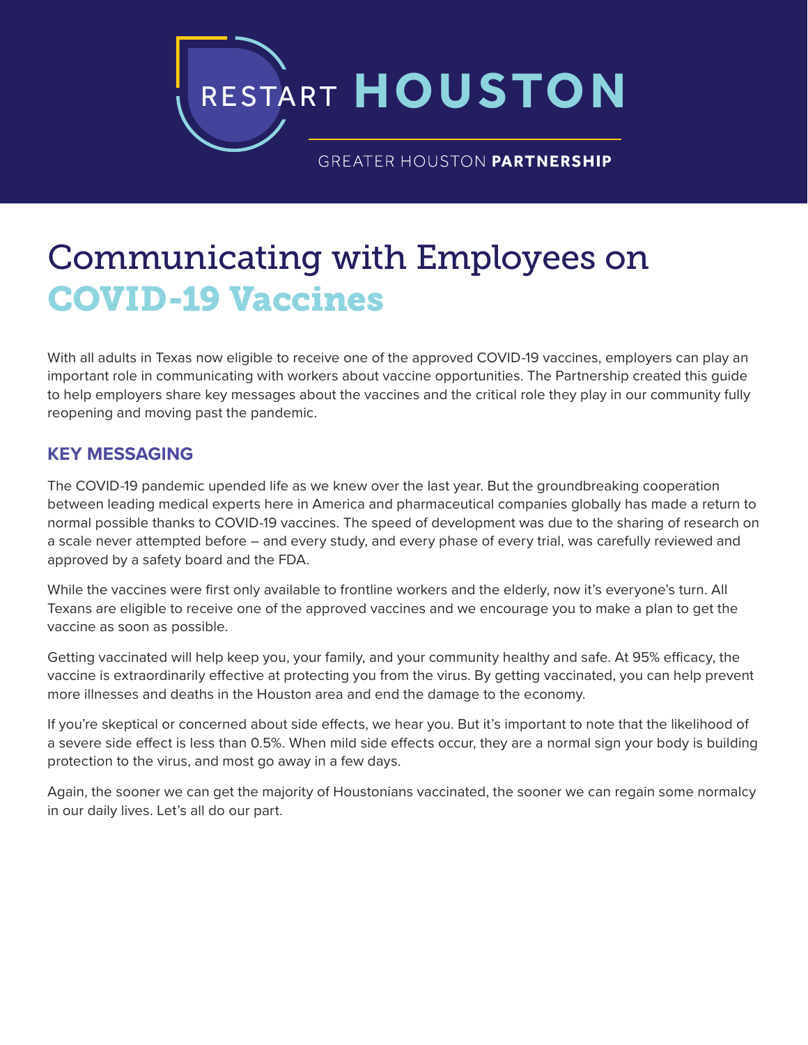RESTART **HOUSTON**

GREATER HOUSTON **PARTNERSHIP**

# Communicating with Employees on COVID-19 Vaccines

With all adults in Texas now eligible to receive one of the approved COVID-19 vaccines, employers can play an important role in communicating with workers about vaccine opportunities. The Partnership created this guide to help employers share key messages about the vaccines and the critical role they play in our community fully reopening and moving past the pandemic.

## KEY MESSAGING

The COVID-19 pandemic upended life as we knew over the last year. But the groundbreaking cooperation between leading medical experts here in America and pharmaceutical companies globally has made a return to normal possible thanks to COVID-19 vaccines. The speed of development was due to the sharing of research on a scale never attempted before – and every study, and every phase of every trial, was carefully reviewed and approved by a safety board and the FDA.

While the vaccines were first only available to frontline workers and the elderly, now it's everyone's turn. All Texans are eligible to receive one of the approved vaccines and we encourage you to make a plan to get the vaccine as soon as possible.

Getting vaccinated will help keep you, your family, and your community healthy and safe. At 95% efficacy, the vaccine is extraordinarily effective at protecting you from the virus. By getting vaccinated, you can help prevent more illnesses and deaths in the Houston area and end the damage to the economy.

If you're skeptical or concerned about side effects, we hear you. But it's important to note that the likelihood of a severe side effect is less than 0.5%. When mild side effects occur, they are a normal sign your body is building protection to the virus, and most go away in a few days.

Again, the sooner we can get the majority of Houstonians vaccinated, the sooner we can regain some normalcy in our daily lives. Let's all do our part.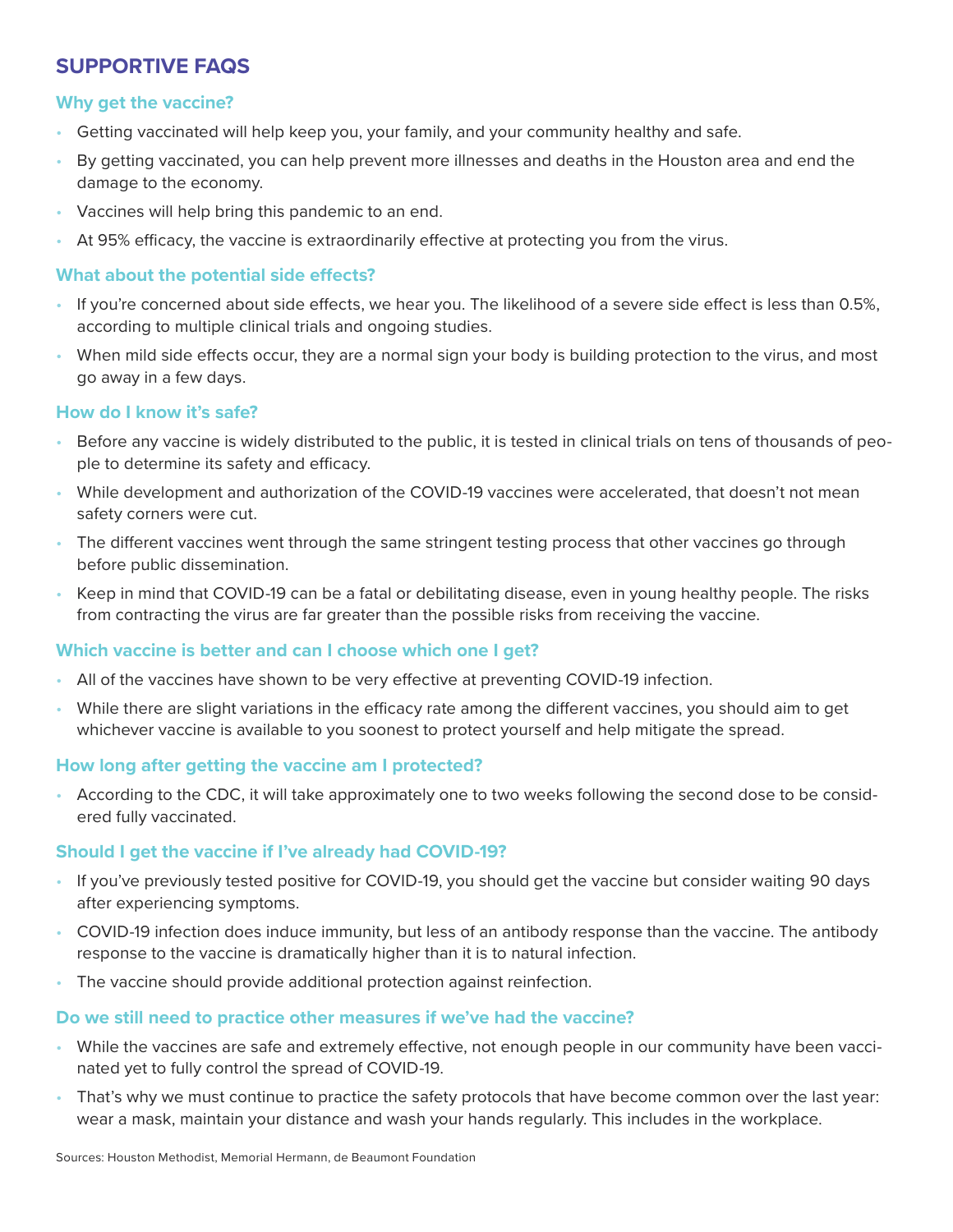## SUPPORTIVE FAQS

### Why get the vaccine?

- Getting vaccinated will help keep you, your family, and your community healthy and safe.
- By getting vaccinated, you can help prevent more illnesses and deaths in the Houston area and end the damage to the economy.
- Vaccines will help bring this pandemic to an end.
- At 95% efficacy, the vaccine is extraordinarily effective at protecting you from the virus.

### What about the potential side effects?

- If you're concerned about side effects, we hear you. The likelihood of a severe side effect is less than 0.5%, according to multiple clinical trials and ongoing studies.
- When mild side effects occur, they are a normal sign your body is building protection to the virus, and most go away in a few days.

### How do I know it's safe?

- Before any vaccine is widely distributed to the public, it is tested in clinical trials on tens of thousands of people to determine its safety and efficacy.
- While development and authorization of the COVID-19 vaccines were accelerated, that doesn't not mean safety corners were cut.
- The different vaccines went through the same stringent testing process that other vaccines go through before public dissemination.
- Keep in mind that COVID-19 can be a fatal or debilitating disease, even in young healthy people. The risks from contracting the virus are far greater than the possible risks from receiving the vaccine.

### Which vaccine is better and can I choose which one I get?

- All of the vaccines have shown to be very effective at preventing COVID-19 infection.
- While there are slight variations in the efficacy rate among the different vaccines, you should aim to get whichever vaccine is available to you soonest to protect yourself and help mitigate the spread.

### How long after getting the vaccine am I protected?

- According to the CDC, it will take approximately one to two weeks following the second dose to be considered fully vaccinated.

### Should I get the vaccine if I've already had COVID-19?

- If you've previously tested positive for COVID-19, you should get the vaccine but consider waiting 90 days after experiencing symptoms.
- COVID-19 infection does induce immunity, but less of an antibody response than the vaccine. The antibody response to the vaccine is dramatically higher than it is to natural infection.
- The vaccine should provide additional protection against reinfection.

### Do we still need to practice other measures if we've had the vaccine?

- While the vaccines are safe and extremely effective, not enough people in our community have been vaccinated yet to fully control the spread of COVID-19.
- That's why we must continue to practice the safety protocols that have become common over the last year: wear a mask, maintain your distance and wash your hands regularly. This includes in the workplace.

Sources: Houston Methodist, Memorial Hermann, de Beaumont Foundation